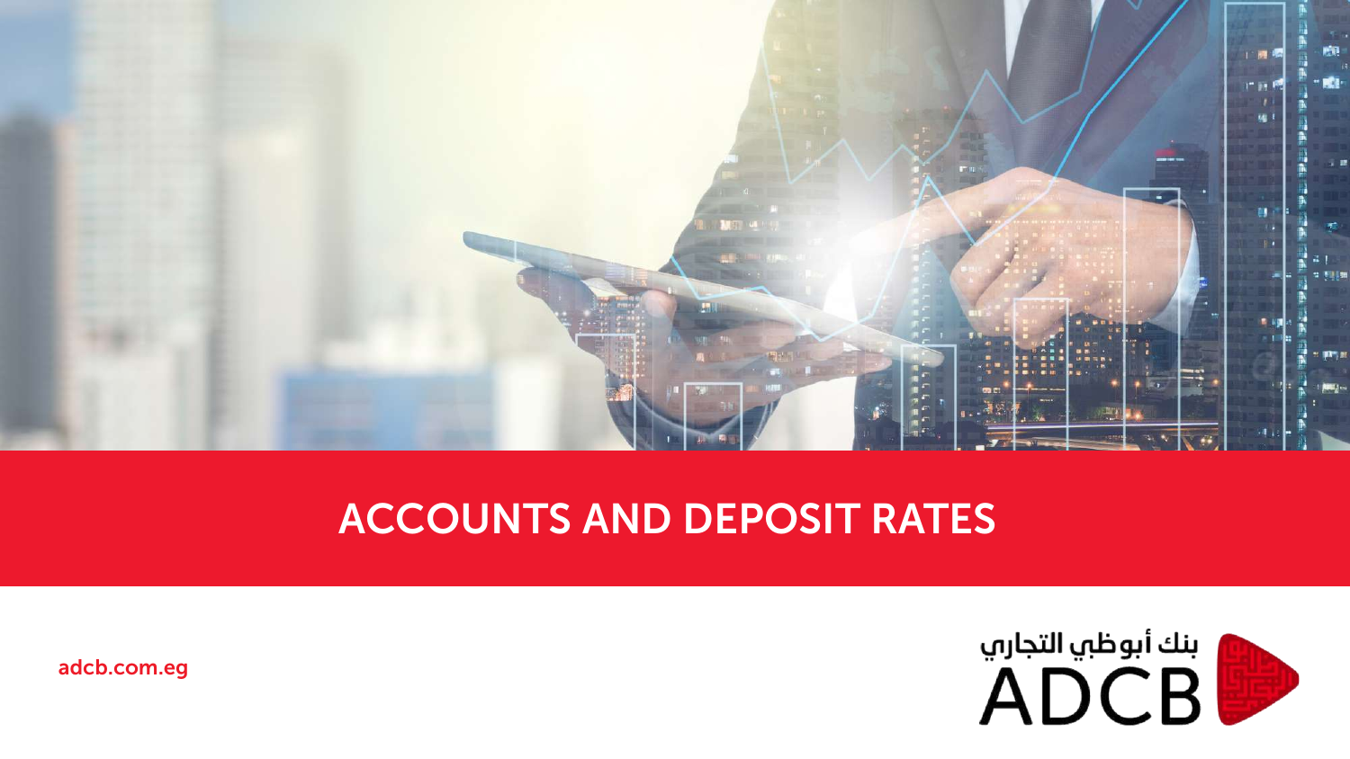# ACCOUNTS AND DEPOSIT RATES

adcb.com.eg

بنك أبوظبي التجاري

ADCB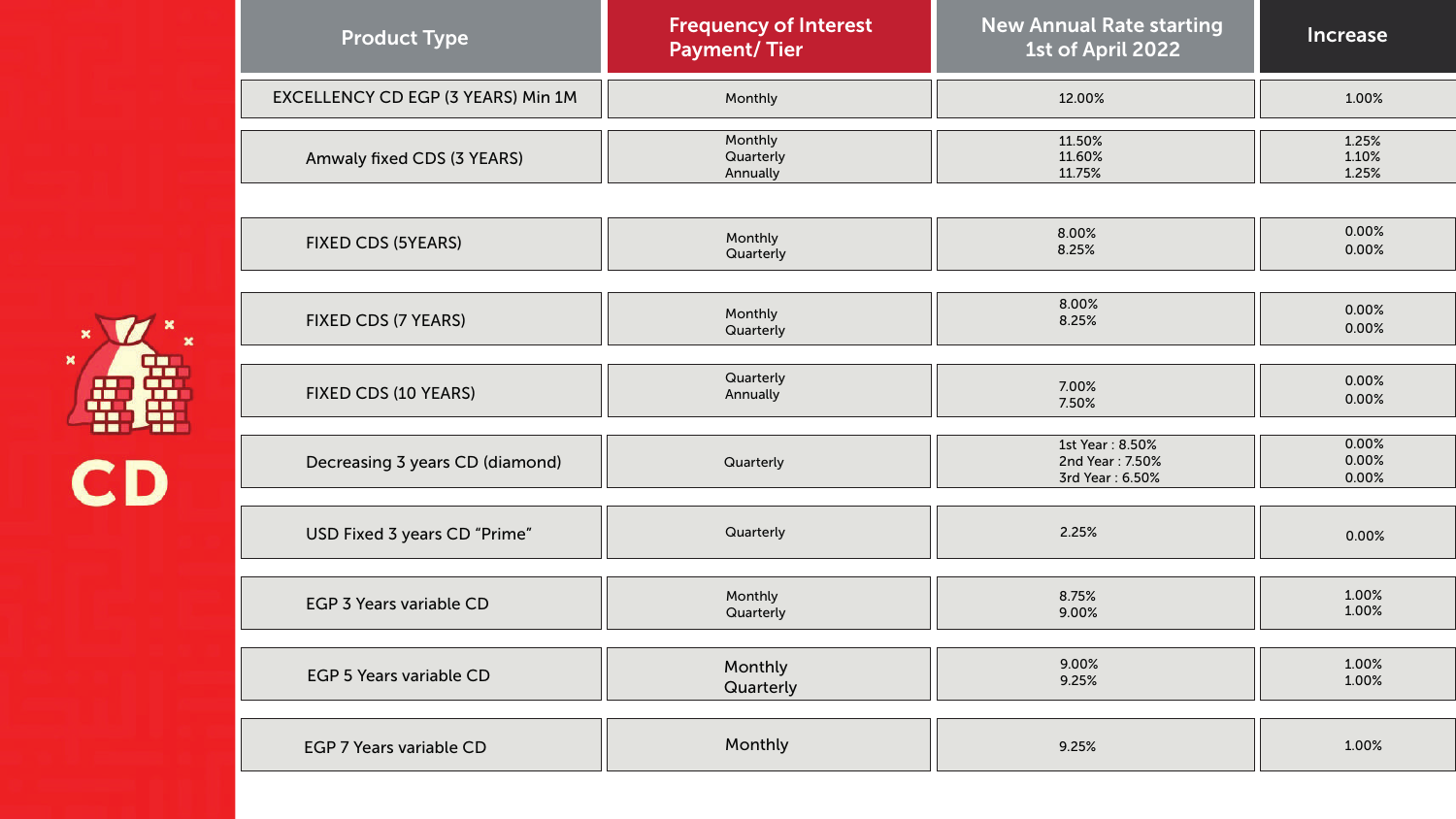CD

| Product Type | Frequency of Interest Payment/ Tier | New Annual Rate starting 1st of April 2022 | Increase |
|---|---|---|---|
| EXCELLENCY CD EGP (3 YEARS) Min 1M | Monthly | 12.00% | 1.00% |
| Amwaly fixed CDS (3 YEARS) | Monthly<br>Quarterly<br>Annually | 11.50%<br>11.60%<br>11.75% | 1.25%<br>1.10%<br>1.25% |
| FIXED CDS (5YEARS) | Monthly<br>Quarterly | 8.00%<br>8.25% | 0.00%<br>0.00% |
| FIXED CDS (7 YEARS) | Monthly<br>Quarterly | 8.00%<br>8.25% | 0.00%<br>0.00% |
| FIXED CDS (10 YEARS) | Quarterly<br>Annually | 7.00%<br>7.50% | 0.00%<br>0.00% |
| Decreasing 3 years CD (diamond) | Quarterly | 1st Year : 8.50%<br>2nd Year : 7.50%<br>3rd Year : 6.50% | 0.00%<br>0.00%<br>0.00% |
| USD Fixed 3 years CD "Prime" | Quarterly | 2.25% | 0.00% |
| EGP 3 Years variable CD | Monthly<br>Quarterly | 8.75%<br>9.00% | 1.00%<br>1.00% |
| EGP 5 Years variable CD | Monthly<br>Quarterly | 9.00%<br>9.25% | 1.00%<br>1.00% |
| EGP 7 Years variable CD | Monthly | 9.25% | 1.00% |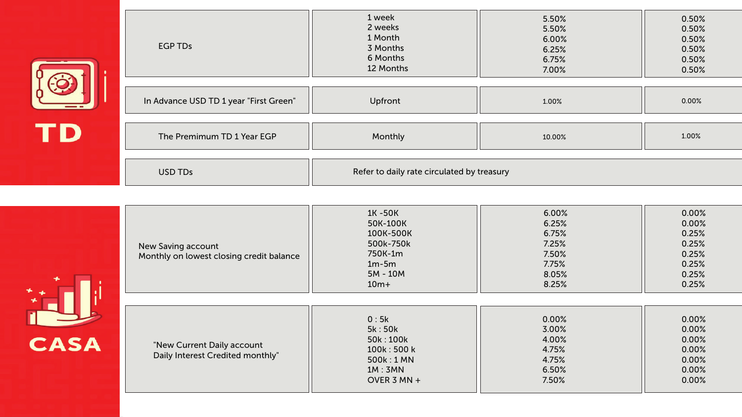# TD

| Product | Tenor | Rate | |
|---|---|---|---|
| EGP TDs | 1 week | 5.50% | 0.50% |
| | 2 weeks | 5.50% | 0.50% |
| | 1 Month | 6.00% | 0.50% |
| | 3 Months | 6.25% | 0.50% |
| | 6 Months | 6.75% | 0.50% |
| | 12 Months | 7.00% | 0.50% |
| In Advance USD TD 1 year "First Green" | Upfront | 1.00% | 0.00% |
| The Premimum TD 1 Year EGP | Monthly | 10.00% | 1.00% |
| USD TDs | Refer to daily rate circulated by treasury | | |

# CASA

| Product | Tier | Rate | |
|---|---|---|---|
| New Saving account Monthly on lowest closing credit balance | 1K -50K | 6.00% | 0.00% |
| | 50K-100K | 6.25% | 0.00% |
| | 100K-500K | 6.75% | 0.25% |
| | 500k-750k | 7.25% | 0.25% |
| | 750K-1m | 7.50% | 0.25% |
| | 1m-5m | 7.75% | 0.25% |
| | 5M - 10M | 8.05% | 0.25% |
| | 10m+ | 8.25% | 0.25% |
| "New Current Daily account Daily Interest Credited monthly" | 0 : 5k | 0.00% | 0.00% |
| | 5k : 50k | 3.00% | 0.00% |
| | 50k : 100k | 4.00% | 0.00% |
| | 100k : 500 k | 4.75% | 0.00% |
| | 500k : 1 MN | 4.75% | 0.00% |
| | 1M : 3MN | 6.50% | 0.00% |
| | OVER 3 MN + | 7.50% | 0.00% |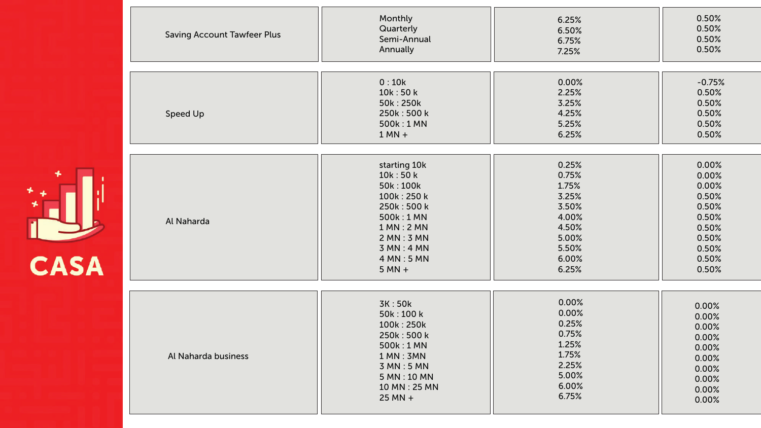CASA

| | | | |
|---|---|---|---|
| Saving Account Tawfeer Plus | Monthly | 6.25% | 0.50% |
| | Quarterly | 6.50% | 0.50% |
| | Semi-Annual | 6.75% | 0.50% |
| | Annually | 7.25% | 0.50% |
| Speed Up | 0 : 10k | 0.00% | -0.75% |
| | 10k : 50 k | 2.25% | 0.50% |
| | 50k : 250k | 3.25% | 0.50% |
| | 250k : 500 k | 4.25% | 0.50% |
| | 500k : 1 MN | 5.25% | 0.50% |
| | 1 MN + | 6.25% | 0.50% |
| Al Naharda | starting 10k | 0.25% | 0.00% |
| | 10k : 50 k | 0.75% | 0.00% |
| | 50k : 100k | 1.75% | 0.00% |
| | 100k : 250 k | 3.25% | 0.50% |
| | 250k : 500 k | 3.50% | 0.50% |
| | 500k : 1 MN | 4.00% | 0.50% |
| | 1 MN : 2 MN | 4.50% | 0.50% |
| | 2 MN : 3 MN | 5.00% | 0.50% |
| | 3 MN : 4 MN | 5.50% | 0.50% |
| | 4 MN : 5 MN | 6.00% | 0.50% |
| | 5 MN + | 6.25% | 0.50% |
| Al Naharda business | 3K : 50k | 0.00% | 0.00% |
| | 50k : 100 k | 0.00% | 0.00% |
| | 100k : 250k | 0.25% | 0.00% |
| | 250k : 500 k | 0.75% | 0.00% |
| | 500k : 1 MN | 1.25% | 0.00% |
| | 1 MN : 3MN | 1.75% | 0.00% |
| | 3 MN : 5 MN | 2.25% | 0.00% |
| | 5 MN : 10 MN | 5.00% | 0.00% |
| | 10 MN : 25 MN | 6.00% | 0.00% |
| | 25 MN + | 6.75% | 0.00% |